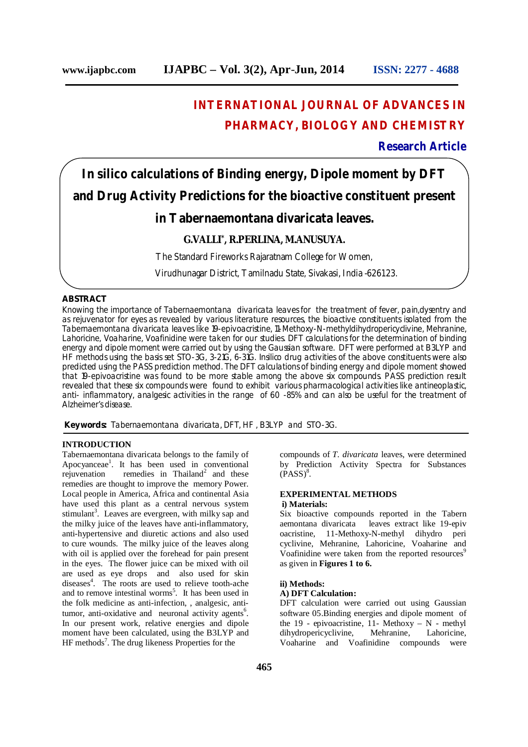# INTERNATIONAL JOURNAL OF ADVANCES IN PHARMACY, BIOLOGY AND CHEMISTRY

**Research Article**

# In silico calculations of Binding energy, Dipole moment by DFT and Drug Activity Predictions for the bioactive constituent present in Tabernaemontana divaricata leaves.

**G.VALLI*, R.PERLINA, M.ANUSUYA.**

The Standard Fireworks Rajaratnam College for Women,

Virudhunagar District, Tamilnadu State, Sivakasi, India -626123.

## ABSTRACT

Knowing the importance of Tabernaemontana divaricata leaves for the treatment of fever, pain,dysentry and as rejuvenator for eyes as revealed by various literature resources, the bioactive constituents isolated from the Tabernaemontana divaricata leaves like 19-epivoacristine, 11-Methoxy-N-methyldihydropericyclivine, Mehranine, Lahoricine, Voaharine, Voafinidine were taken for our studies. DFT calculations for the determination of binding energy and dipole moment were carried out by using the Gaussian software. DFT were performed at B3LYP and HF methods using the basis set STO-3G, 3-21G, 6-31G. Insilico drug activities of the above constituents were also predicted using the PASS prediction method. The DFT calculations of binding energy and dipole moment showed that 19-epivoacristine was found to be more stable among the above six compounds. PASS prediction result revealed that these six compounds were found to exhibit various pharmacological activities like antineoplastic, anti- inflammatory, analgesic activities in the range of 60 -85% and can also be useful for the treatment of Alzheimer's disease.

**Keywords:** Tabernaemontana divaricata, DFT, HF , B3LYP and STO-3G.

## INTRODUCTION

Tabernaemontana divaricata belongs to the family of Apocyanceae[1]. It has been used in conventional rejuvenation remedies in Thailand[2] and these remedies are thought to improve the memory Power. Local people in America, Africa and continental Asia have used this plant as a central nervous system stimulant[3]. Leaves are evergreen, with milky sap and the milky juice of the leaves have anti-inflammatory, anti-hypertensive and diuretic actions and also used to cure wounds. The milky juice of the leaves along with oil is applied over the forehead for pain present in the eyes. The flower juice can be mixed with oil are used as eye drops and also used for skin diseases[4]. The roots are used to relieve tooth-ache and to remove intestinal worms[5]. It has been used in the folk medicine as anti-infection, , analgesic, anti-tumor, anti-oxidative and neuronal activity agents[6]. In our present work, relative energies and dipole moment have been calculated, using the B3LYP and HF methods[7]. The drug likeness Properties for the compounds of *T. divaricata* leaves, were determined by Prediction Activity Spectra for Substances (PASS)[8].

## EXPERIMENTAL METHODS

### i) Materials:

Six bioactive compounds reported in the Tabern aemontana divaricata leaves extract like 19-epiv oacristine, 11-Methoxy-N-methyl dihydro peri cyclivine, Mehranine, Lahoricine, Voaharine and Voafinidine were taken from the reported resources[9] as given in **Figures 1 to 6.**

### ii) Methods:

#### A) DFT Calculation:

DFT calculation were carried out using Gaussian software 05.Binding energies and dipole moment of the 19 - epivoacristine, 11- Methoxy – N - methyl dihydropericyclivine, Mehranine, Lahoricine, Voaharine and Voafinidine compounds were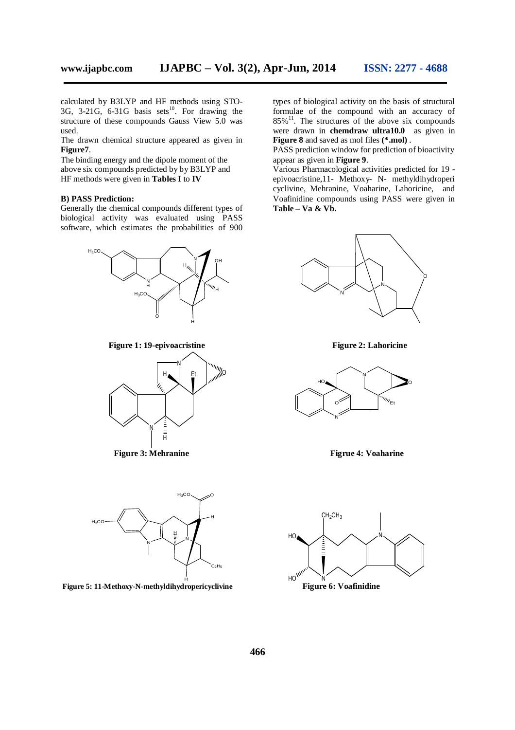calculated by B3LYP and HF methods using STO-3G, 3-21G, 6-31G basis sets[10]. For drawing the structure of these compounds Gauss View 5.0 was used.

The drawn chemical structure appeared as given in **Figure7**.

The binding energy and the dipole moment of the above six compounds predicted by by B3LYP and HF methods were given in **Tables I** to **IV**

**B) PASS Prediction:**

Generally the chemical compounds different types of biological activity was evaluated using PASS software, which estimates the probabilities of 900 types of biological activity on the basis of structural formulae of the compound with an accuracy of 85%[11]. The structures of the above six compounds were drawn in **chemdraw ultra10.0** as given in **Figure 8** and saved as mol files **(*.mol)** .

PASS prediction window for prediction of bioactivity appear as given in **Figure 9**.

Various Pharmacological activities predicted for 19 -epivoacristine,11- Methoxy- N- methyldihydroperi cyclivine, Mehranine, Voaharine, Lahoricine, and Voafinidine compounds using PASS were given in **Table – Va & Vb.**

**Figure 1: 19-epivoacristine**

**Figure 2: Lahoricine**

**Figure 3: Mehranine**

**Figrue 4: Voaharine**

**Figure 5: 11-Methoxy-N-methyldihydropericyclivine**

**Figure 6: Voafinidine**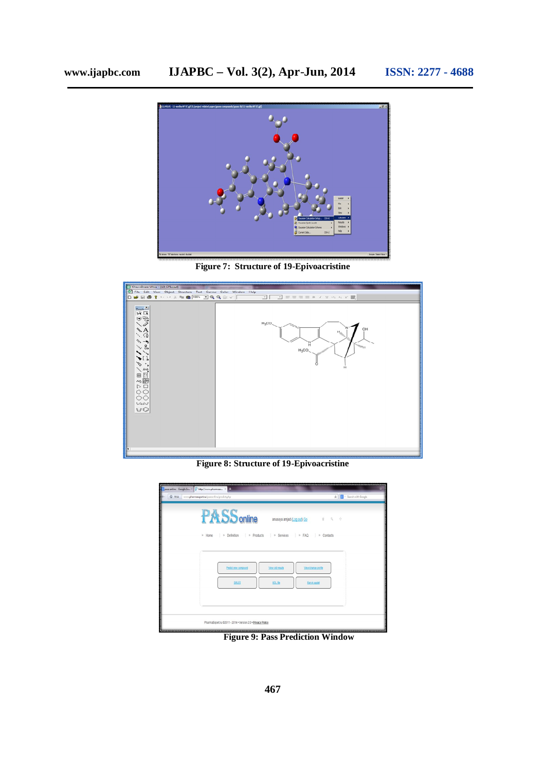Figure 7: Structure of 19-Epivoacristine

Figure 8: Structure of 19-Epivoacristine

Figure 9: Pass Prediction Window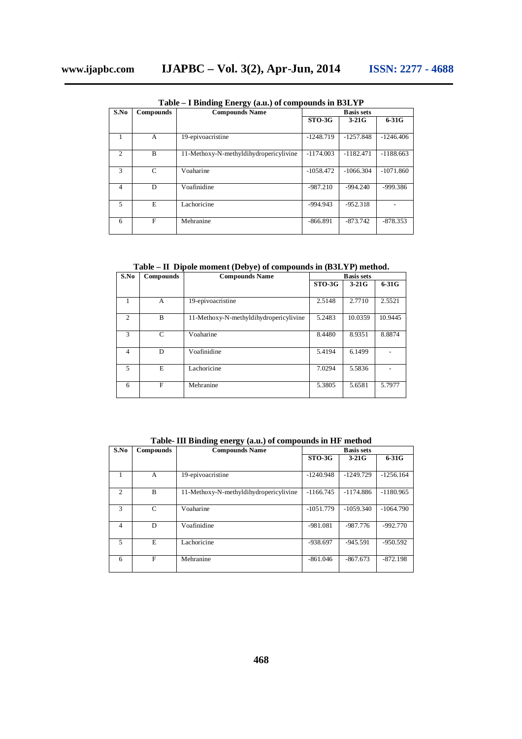**Table – I Binding Energy (a.u.) of compounds in B3LYP**

| S.No | Compounds | Compounds Name | Basis sets | | |
|---|---|---|---|---|---|
| | | | STO-3G | 3-21G | 6-31G |
| 1 | A | 19-epivoacristine | -1248.719 | -1257.848 | -1246.406 |
| 2 | B | 11-Methoxy-N-methyldihydropericylivine | -1174.003 | -1182.471 | -1188.663 |
| 3 | C | Voaharine | -1058.472 | -1066.304 | -1071.860 |
| 4 | D | Voafinidine | -987.210 | -994.240 | -999.386 |
| 5 | E | Lachoricine | -994.943 | -952.318 | - |
| 6 | F | Mehranine | -866.891 | -873.742 | -878.353 |

**Table – II Dipole moment (Debye) of compounds in (B3LYP) method.**

| S.No | Compounds | Compounds Name | Basis sets | | |
|---|---|---|---|---|---|
| | | | STO-3G | 3-21G | 6-31G |
| 1 | A | 19-epivoacristine | 2.5148 | 2.7710 | 2.5521 |
| 2 | B | 11-Methoxy-N-methyldihydropericylivine | 5.2483 | 10.0359 | 10.9445 |
| 3 | C | Voaharine | 8.4480 | 8.9351 | 8.8874 |
| 4 | D | Voafinidine | 5.4194 | 6.1499 | - |
| 5 | E | Lachoricine | 7.0294 | 5.5836 | - |
| 6 | F | Mehranine | 5.3805 | 5.6581 | 5.7977 |

**Table- III Binding energy (a.u.) of compounds in HF method**

| S.No | Compounds | Compounds Name | Basis sets | | |
|---|---|---|---|---|---|
| | | | STO-3G | 3-21G | 6-31G |
| 1 | A | 19-epivoacristine | -1240.948 | -1249.729 | -1256.164 |
| 2 | B | 11-Methoxy-N-methyldihydropericylivine | -1166.745 | -1174.886 | -1180.965 |
| 3 | C | Voaharine | -1051.779 | -1059.340 | -1064.790 |
| 4 | D | Voafinidine | -981.081 | -987.776 | -992.770 |
| 5 | E | Lachoricine | -938.697 | -945.591 | -950.592 |
| 6 | F | Mehranine | -861.046 | -867.673 | -872.198 |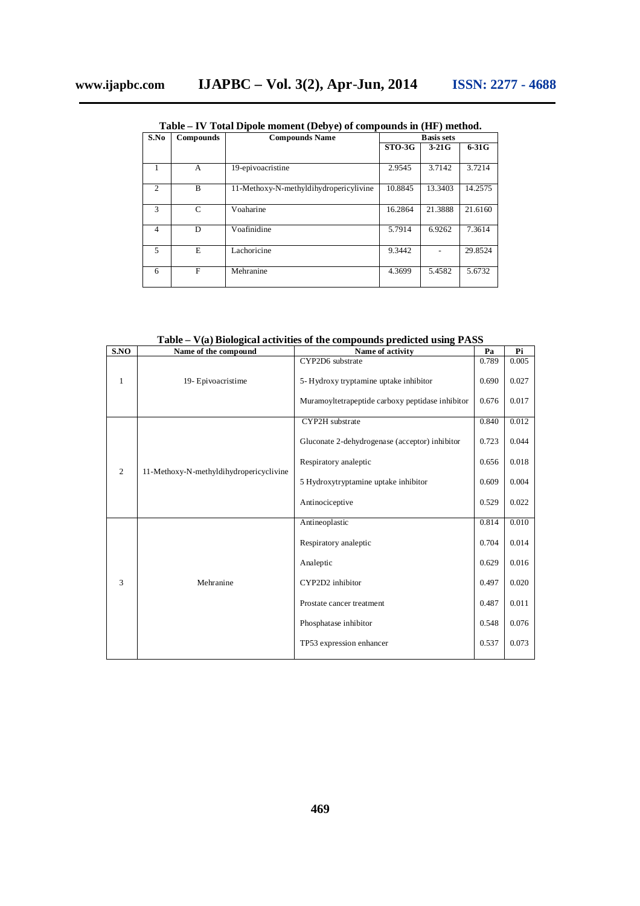**Table – IV Total Dipole moment (Debye) of compounds in (HF) method.**

| S.No | Compounds | Compounds Name | Basis sets | | |
|---|---|---|---|---|---|
| | | | STO-3G | 3-21G | 6-31G |
| 1 | A | 19-epivoacristine | 2.9545 | 3.7142 | 3.7214 |
| 2 | B | 11-Methoxy-N-methyldihydropericylivine | 10.8845 | 13.3403 | 14.2575 |
| 3 | C | Voaharine | 16.2864 | 21.3888 | 21.6160 |
| 4 | D | Voafinidine | 5.7914 | 6.9262 | 7.3614 |
| 5 | E | Lachoricine | 9.3442 | - | 29.8524 |
| 6 | F | Mehranine | 4.3699 | 5.4582 | 5.6732 |

**Table – V(a) Biological activities of the compounds predicted using PASS**

| S.NO | Name of the compound | Name of activity | Pa | Pi |
|---|---|---|---|---|
| 1 | 19- Epivoacristime | CYP2D6 substrate | 0.789 | 0.005 |
| | | 5- Hydroxy tryptamine uptake inhibitor | 0.690 | 0.027 |
| | | Muramoyltetrapeptide carboxy peptidase inhibitor | 0.676 | 0.017 |
| 2 | 11-Methoxy-N-methyldihydropericyclivine | CYP2H substrate | 0.840 | 0.012 |
| | | Gluconate 2-dehydrogenase (acceptor) inhibitor | 0.723 | 0.044 |
| | | Respiratory analeptic | 0.656 | 0.018 |
| | | 5 Hydroxytryptamine uptake inhibitor | 0.609 | 0.004 |
| | | Antinociceptive | 0.529 | 0.022 |
| 3 | Mehranine | Antineoplastic | 0.814 | 0.010 |
| | | Respiratory analeptic | 0.704 | 0.014 |
| | | Analeptic | 0.629 | 0.016 |
| | | CYP2D2 inhibitor | 0.497 | 0.020 |
| | | Prostate cancer treatment | 0.487 | 0.011 |
| | | Phosphatase inhibitor | 0.548 | 0.076 |
| | | TP53 expression enhancer | 0.537 | 0.073 |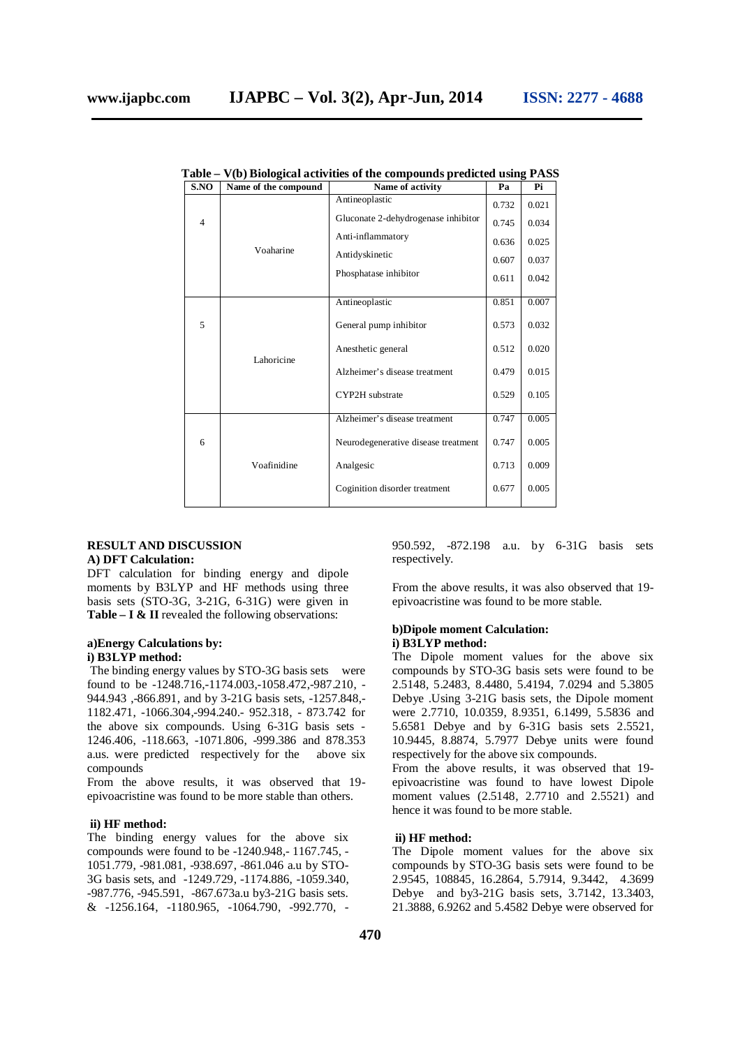**Table – V(b) Biological activities of the compounds predicted using PASS**

| S.NO | Name of the compound | Name of activity | Pa | Pi |
|---|---|---|---|---|
| 4 | Voaharine | Antineoplastic | 0.732 | 0.021 |
| | | Gluconate 2-dehydrogenase inhibitor | 0.745 | 0.034 |
| | | Anti-inflammatory | 0.636 | 0.025 |
| | | Antidyskinetic | 0.607 | 0.037 |
| | | Phosphatase inhibitor | 0.611 | 0.042 |
| 5 | Lahoricine | Antineoplastic | 0.851 | 0.007 |
| | | General pump inhibitor | 0.573 | 0.032 |
| | | Anesthetic general | 0.512 | 0.020 |
| | | Alzheimer's disease treatment | 0.479 | 0.015 |
| | | CYP2H substrate | 0.529 | 0.105 |
| 6 | Voafinidine | Alzheimer's disease treatment | 0.747 | 0.005 |
| | | Neurodegenerative disease treatment | 0.747 | 0.005 |
| | | Analgesic | 0.713 | 0.009 |
| | | Coginition disorder treatment | 0.677 | 0.005 |

## RESULT AND DISCUSSION

### A) DFT Calculation:

DFT calculation for binding energy and dipole moments by B3LYP and HF methods using three basis sets (STO-3G, 3-21G, 6-31G) were given in **Table – I & II** revealed the following observations:

#### a)Energy Calculations by:

**i) B3LYP method:**

The binding energy values by STO-3G basis sets were found to be -1248.716,-1174.003,-1058.472,-987.210, -944.943 ,-866.891, and by 3-21G basis sets, -1257.848,-1182.471, -1066.304,-994.240.- 952.318, - 873.742 for the above six compounds. Using 6-31G basis sets -1246.406, -118.663, -1071.806, -999.386 and 878.353 a.us. were predicted respectively for the above six compounds

From the above results, it was observed that 19-epivoacristine was found to be more stable than others.

**ii) HF method:**

The binding energy values for the above six compounds were found to be -1240.948,- 1167.745, -1051.779, -981.081, -938.697, -861.046 a.u by STO-3G basis sets, and -1249.729, -1174.886, -1059.340, -987.776, -945.591, -867.673a.u by3-21G basis sets. & -1256.164, -1180.965, -1064.790, -992.770, -950.592, -872.198 a.u. by 6-31G basis sets respectively.

From the above results, it was also observed that 19-epivoacristine was found to be more stable.

#### b)Dipole moment Calculation:

**i) B3LYP method:**

The Dipole moment values for the above six compounds by STO-3G basis sets were found to be 2.5148, 5.2483, 8.4480, 5.4194, 7.0294 and 5.3805 Debye .Using 3-21G basis sets, the Dipole moment were 2.7710, 10.0359, 8.9351, 6.1499, 5.5836 and 5.6581 Debye and by 6-31G basis sets 2.5521, 10.9445, 8.8874, 5.7977 Debye units were found respectively for the above six compounds.

From the above results, it was observed that 19-epivoacristine was found to have lowest Dipole moment values (2.5148, 2.7710 and 2.5521) and hence it was found to be more stable.

**ii) HF method:**

The Dipole moment values for the above six compounds by STO-3G basis sets were found to be 2.9545, 108845, 16.2864, 5.7914, 9.3442, 4.3699 Debye and by3-21G basis sets, 3.7142, 13.3403, 21.3888, 6.9262 and 5.4582 Debye were observed for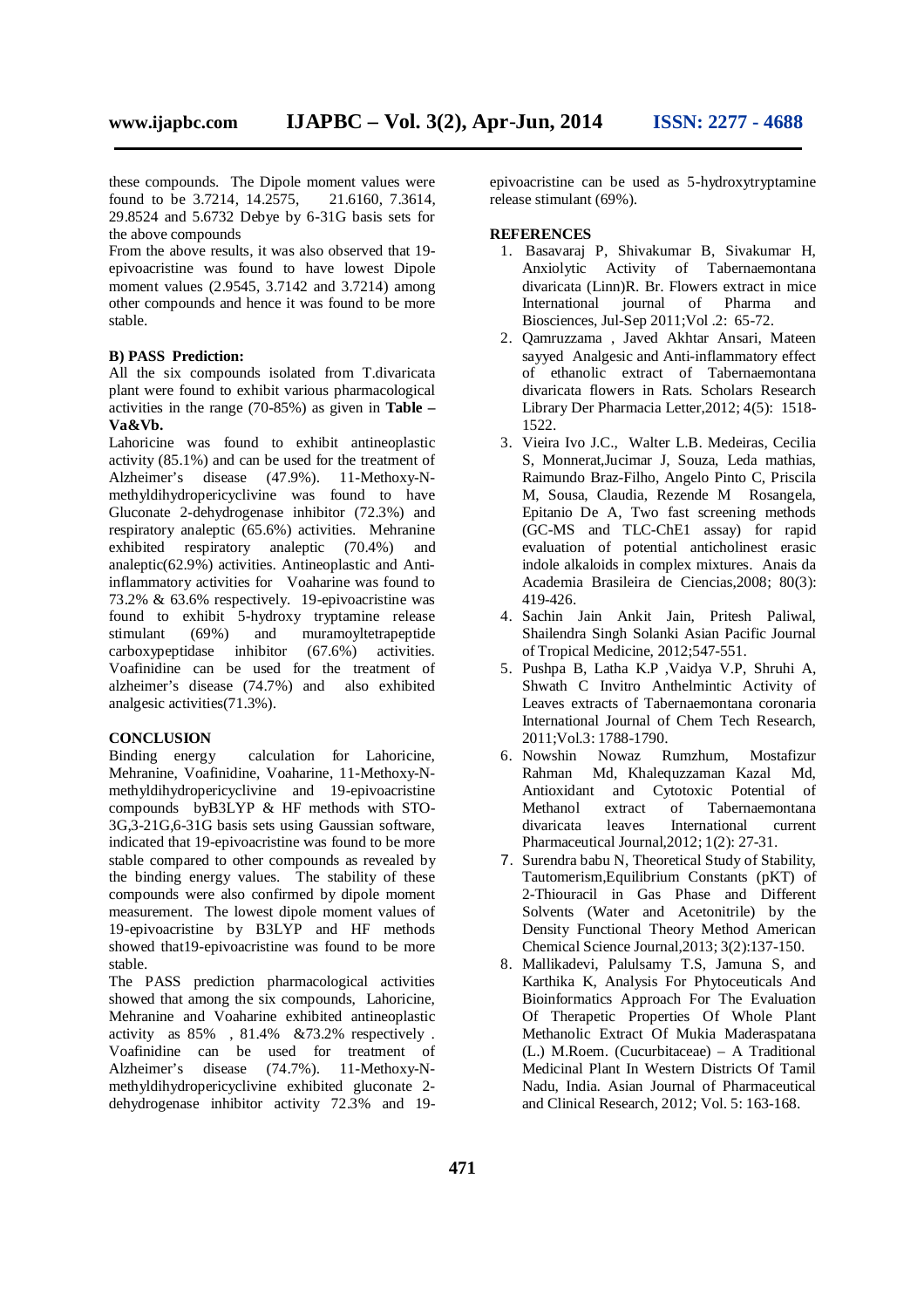these compounds. The Dipole moment values were found to be 3.7214, 14.2575, 21.6160, 7.3614, 29.8524 and 5.6732 Debye by 6-31G basis sets for the above compounds

From the above results, it was also observed that 19-epivoacristine was found to have lowest Dipole moment values (2.9545, 3.7142 and 3.7214) among other compounds and hence it was found to be more stable.

**B) PASS Prediction:**

All the six compounds isolated from T.divaricata plant were found to exhibit various pharmacological activities in the range (70-85%) as given in **Table – Va&Vb.**

Lahoricine was found to exhibit antineoplastic activity (85.1%) and can be used for the treatment of Alzheimer's disease (47.9%). 11-Methoxy-N-methyldihydropericyclivine was found to have Gluconate 2-dehydrogenase inhibitor (72.3%) and respiratory analeptic (65.6%) activities. Mehranine exhibited respiratory analeptic (70.4%) and analeptic(62.9%) activities. Antineoplastic and Anti-inflammatory activities for Voaharine was found to 73.2% & 63.6% respectively. 19-epivoacristine was found to exhibit 5-hydroxy tryptamine release stimulant (69%) and muramoyltetrapeptide carboxypeptidase inhibitor (67.6%) activities. Voafinidine can be used for the treatment of alzheimer's disease (74.7%) and also exhibited analgesic activities(71.3%).

**CONCLUSION**

Binding energy calculation for Lahoricine, Mehranine, Voafinidine, Voaharine, 11-Methoxy-N-methyldihydropericyclivine and 19-epivoacristine compounds byB3LYP & HF methods with STO-3G,3-21G,6-31G basis sets using Gaussian software, indicated that 19-epivoacristine was found to be more stable compared to other compounds as revealed by the binding energy values. The stability of these compounds were also confirmed by dipole moment measurement. The lowest dipole moment values of 19-epivoacristine by B3LYP and HF methods showed that19-epivoacristine was found to be more stable.

The PASS prediction pharmacological activities showed that among the six compounds, Lahoricine, Mehranine and Voaharine exhibited antineoplastic activity as 85% , 81.4% &73.2% respectively . Voafinidine can be used for treatment of Alzheimer's disease (74.7%). 11-Methoxy-N-methyldihydropericyclivine exhibited gluconate 2-dehydrogenase inhibitor activity 72.3% and 19-epivoacristine can be used as 5-hydroxytryptamine release stimulant (69%).

**REFERENCES**

1. Basavaraj P, Shivakumar B, Sivakumar H, Anxiolytic Activity of Tabernaemontana divaricata (Linn)R. Br. Flowers extract in mice International journal of Pharma and Biosciences, Jul-Sep 2011;Vol .2: 65-72.
2. Qamruzzama , Javed Akhtar Ansari, Mateen sayyed Analgesic and Anti-inflammatory effect of ethanolic extract of Tabernaemontana divaricata flowers in Rats. Scholars Research Library Der Pharmacia Letter,2012; 4(5): 1518-1522.
3. Vieira Ivo J.C., Walter L.B. Medeiras, Cecilia S, Monnerat,Jucimar J, Souza, Leda mathias, Raimundo Braz-Filho, Angelo Pinto C, Priscila M, Sousa, Claudia, Rezende M Rosangela, Epitanio De A, Two fast screening methods (GC-MS and TLC-ChE1 assay) for rapid evaluation of potential anticholinest erasic indole alkaloids in complex mixtures. Anais da Academia Brasileira de Ciencias,2008; 80(3): 419-426.
4. Sachin Jain Ankit Jain, Pritesh Paliwal, Shailendra Singh Solanki Asian Pacific Journal of Tropical Medicine, 2012;547-551.
5. Pushpa B, Latha K.P ,Vaidya V.P, Shruhi A, Shwath C Invitro Anthelmintic Activity of Leaves extracts of Tabernaemontana coronaria International Journal of Chem Tech Research, 2011;Vol.3: 1788-1790.
6. Nowshin Nowaz Rumzhum, Mostafizur Rahman Md, Khalequzzaman Kazal Md, Antioxidant and Cytotoxic Potential of Methanol extract of Tabernaemontana divaricata leaves International current Pharmaceutical Journal,2012; 1(2): 27-31.
7. Surendra babu N, Theoretical Study of Stability, Tautomerism,Equilibrium Constants (pKT) of 2-Thiouracil in Gas Phase and Different Solvents (Water and Acetonitrile) by the Density Functional Theory Method American Chemical Science Journal,2013; 3(2):137-150.
8. Mallikadevi, Palulsamy T.S, Jamuna S, and Karthika K, Analysis For Phytoceuticals And Bioinformatics Approach For The Evaluation Of Therapetic Properties Of Whole Plant Methanolic Extract Of Mukia Maderaspatana (L.) M.Roem. (Cucurbitaceae) – A Traditional Medicinal Plant In Western Districts Of Tamil Nadu, India. Asian Journal of Pharmaceutical and Clinical Research, 2012; Vol. 5: 163-168.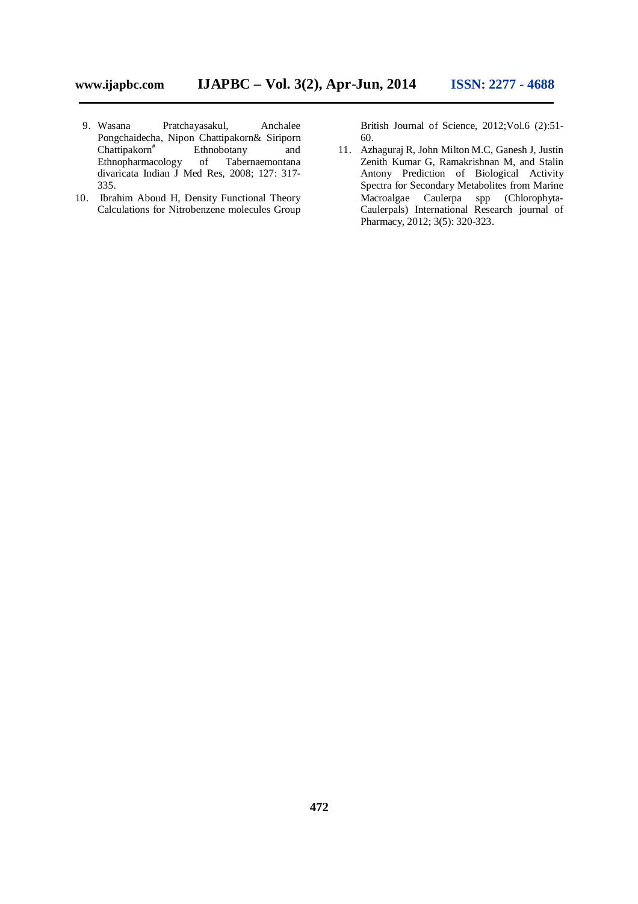9. Wasana Pratchayasakul, Anchalee Pongchaidecha, Nipon Chattipakorn& Siriporn Chattipakorn[#] Ethnobotany and Ethnopharmacology of Tabernaemontana divaricata Indian J Med Res, 2008; 127: 317-335.
10. Ibrahim Aboud H, Density Functional Theory Calculations for Nitrobenzene molecules Group British Journal of Science, 2012;Vol.6 (2):51-60.
11. Azhaguraj R, John Milton M.C, Ganesh J, Justin Zenith Kumar G, Ramakrishnan M, and Stalin Antony Prediction of Biological Activity Spectra for Secondary Metabolites from Marine Macroalgae Caulerpa spp (Chlorophyta-Caulerpals) International Research journal of Pharmacy, 2012; 3(5): 320-323.